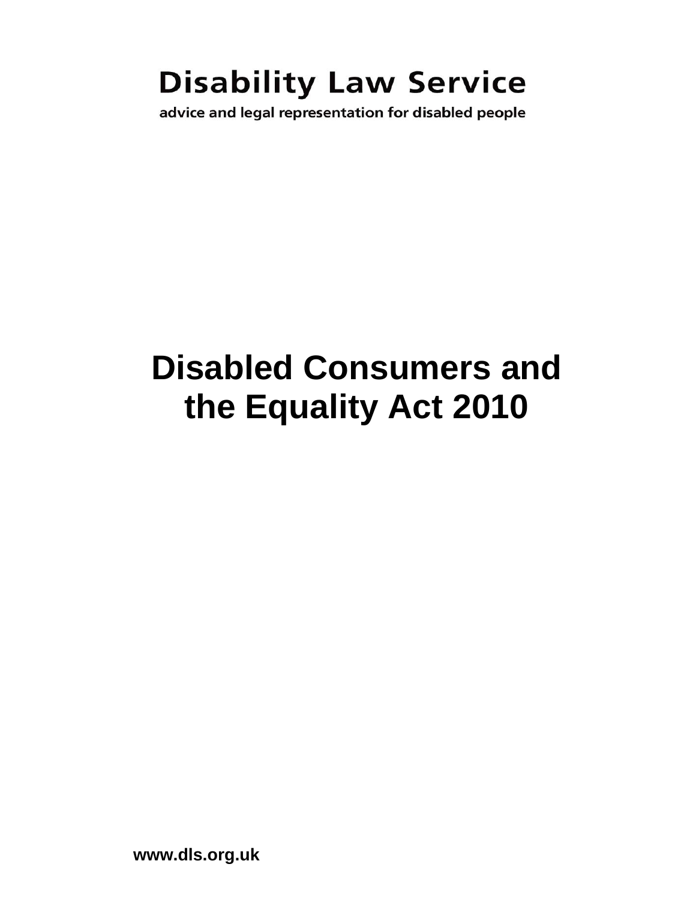**Disability Law Service**

advice and legal representation for disabled people

# Disabled Consumers and the Equality Act 2010

**www.dls.org.uk**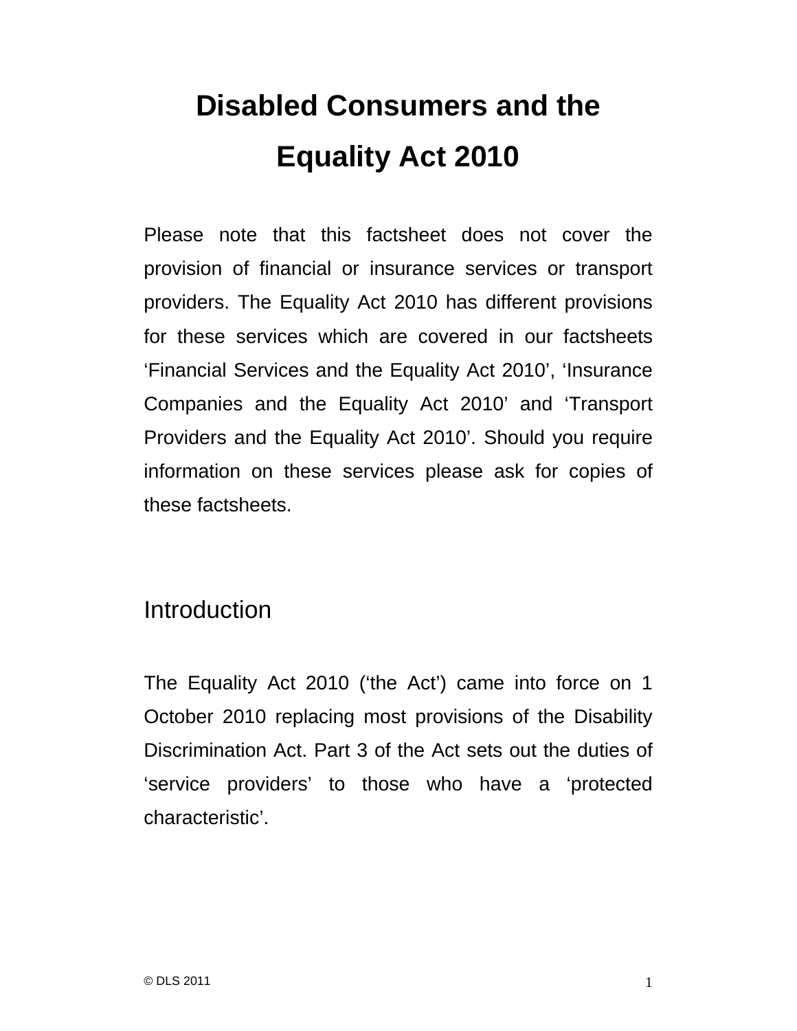# Disabled Consumers and the Equality Act 2010

Please note that this factsheet does not cover the provision of financial or insurance services or transport providers. The Equality Act 2010 has different provisions for these services which are covered in our factsheets 'Financial Services and the Equality Act 2010', 'Insurance Companies and the Equality Act 2010' and 'Transport Providers and the Equality Act 2010'. Should you require information on these services please ask for copies of these factsheets.

## Introduction

The Equality Act 2010 ('the Act') came into force on 1 October 2010 replacing most provisions of the Disability Discrimination Act. Part 3 of the Act sets out the duties of 'service providers' to those who have a 'protected characteristic'.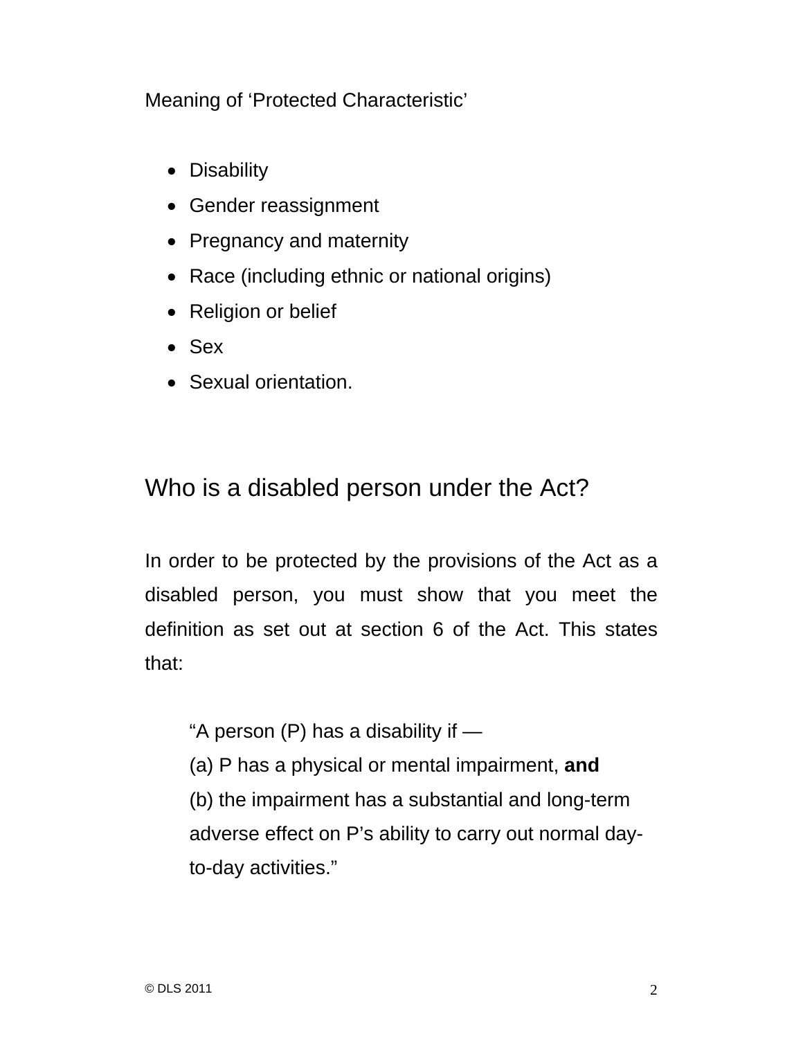Meaning of 'Protected Characteristic'

- Disability
- Gender reassignment
- Pregnancy and maternity
- Race (including ethnic or national origins)
- Religion or belief
- Sex
- Sexual orientation.

## Who is a disabled person under the Act?

In order to be protected by the provisions of the Act as a disabled person, you must show that you meet the definition as set out at section 6 of the Act. This states that:

> "A person (P) has a disability if —
> (a) P has a physical or mental impairment, **and**
> (b) the impairment has a substantial and long-term adverse effect on P's ability to carry out normal day-to-day activities."

© DLS 2011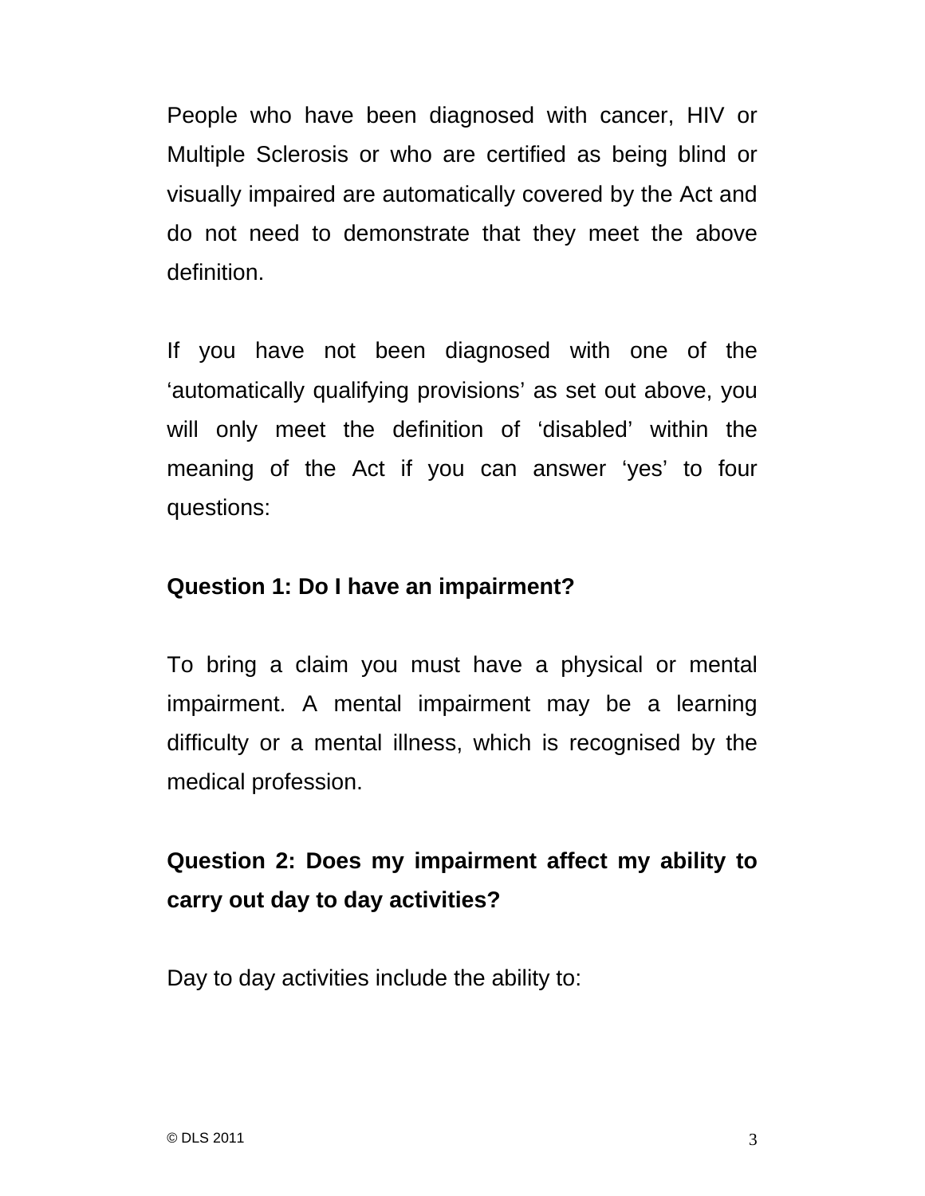People who have been diagnosed with cancer, HIV or Multiple Sclerosis or who are certified as being blind or visually impaired are automatically covered by the Act and do not need to demonstrate that they meet the above definition.

If you have not been diagnosed with one of the 'automatically qualifying provisions' as set out above, you will only meet the definition of 'disabled' within the meaning of the Act if you can answer 'yes' to four questions:

**Question 1: Do I have an impairment?**

To bring a claim you must have a physical or mental impairment. A mental impairment may be a learning difficulty or a mental illness, which is recognised by the medical profession.

**Question 2: Does my impairment affect my ability to carry out day to day activities?**

Day to day activities include the ability to: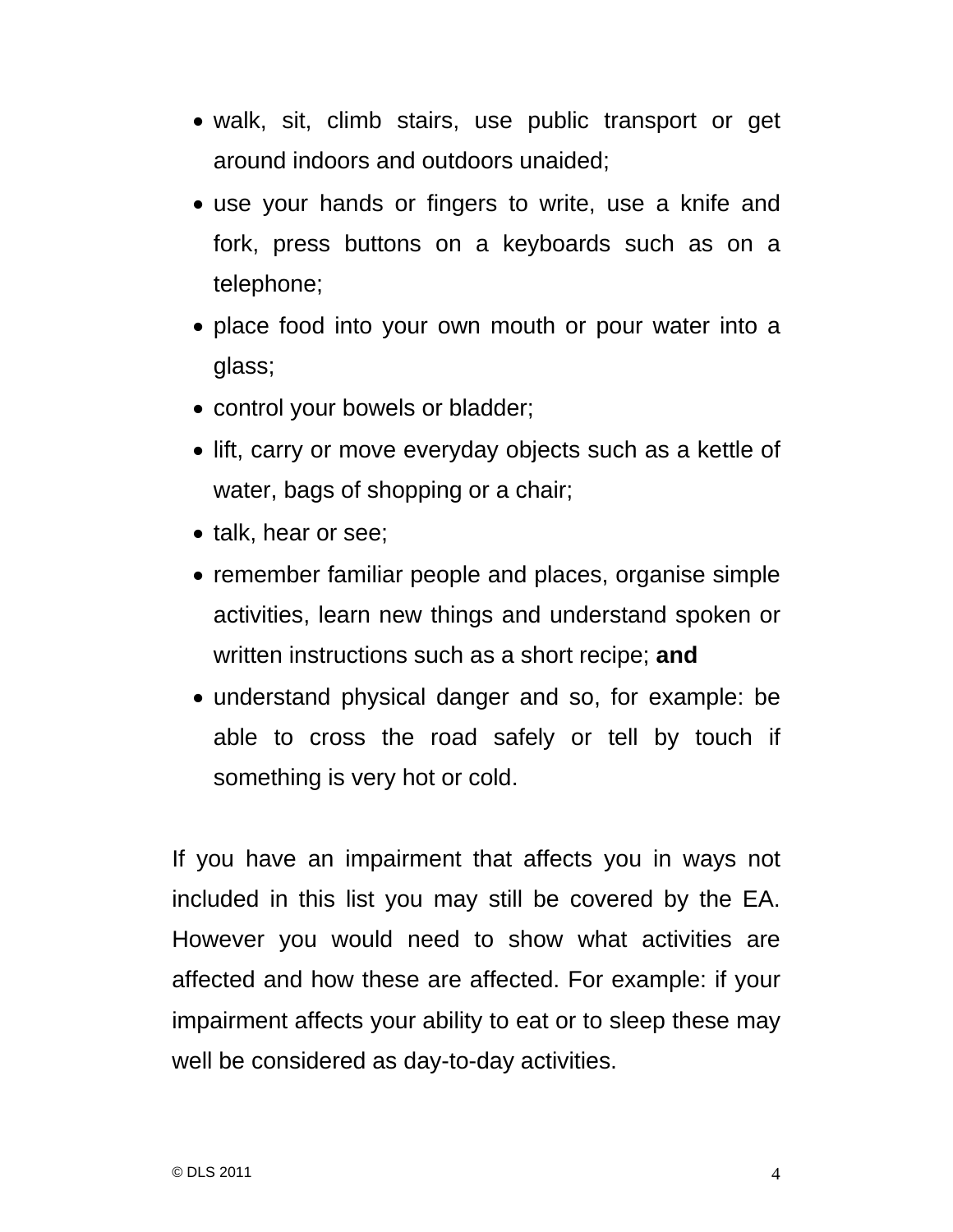- walk, sit, climb stairs, use public transport or get around indoors and outdoors unaided;
- use your hands or fingers to write, use a knife and fork, press buttons on a keyboards such as on a telephone;
- place food into your own mouth or pour water into a glass;
- control your bowels or bladder;
- lift, carry or move everyday objects such as a kettle of water, bags of shopping or a chair;
- talk, hear or see;
- remember familiar people and places, organise simple activities, learn new things and understand spoken or written instructions such as a short recipe; **and**
- understand physical danger and so, for example: be able to cross the road safely or tell by touch if something is very hot or cold.

If you have an impairment that affects you in ways not included in this list you may still be covered by the EA. However you would need to show what activities are affected and how these are affected. For example: if your impairment affects your ability to eat or to sleep these may well be considered as day-to-day activities.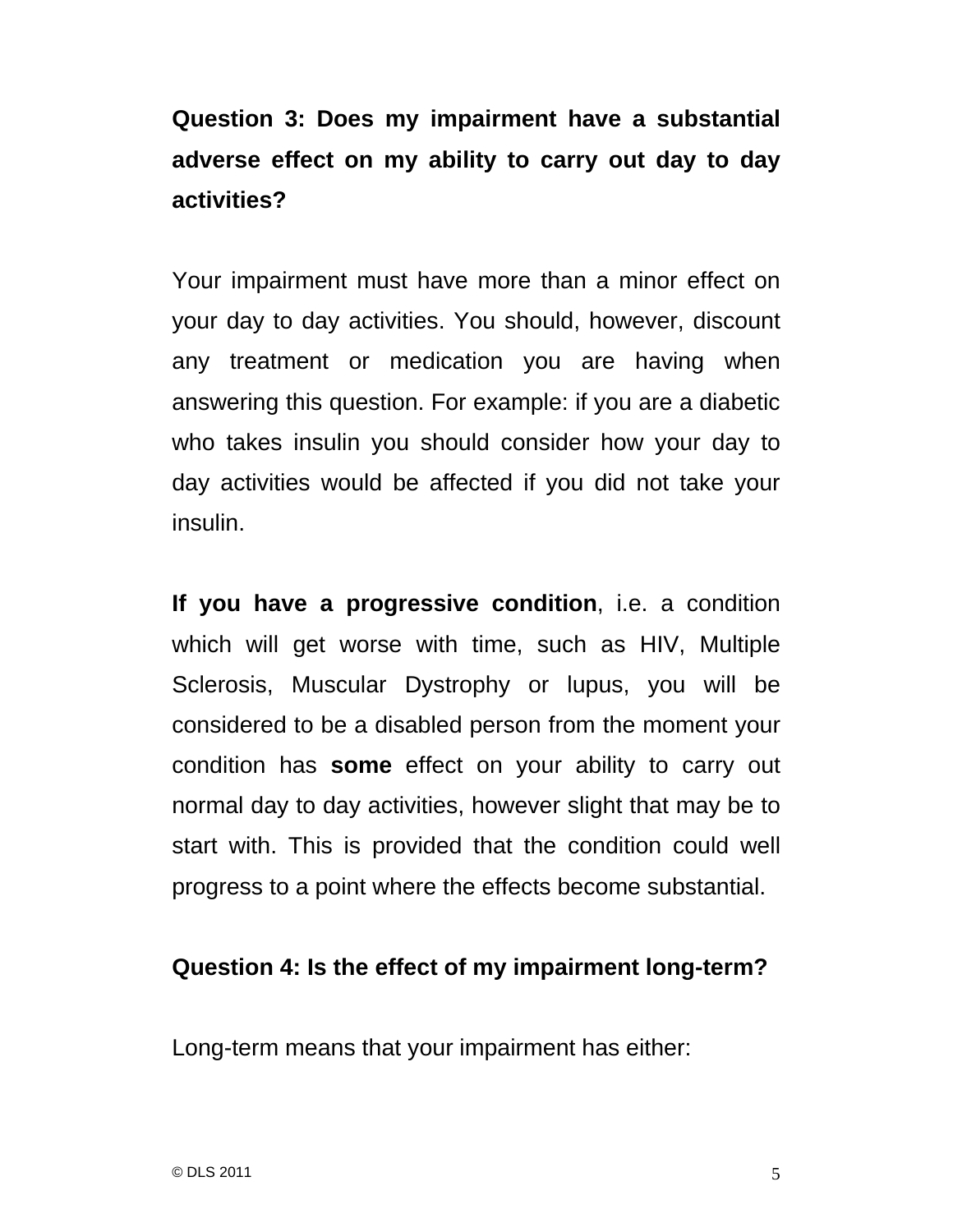**Question 3: Does my impairment have a substantial adverse effect on my ability to carry out day to day activities?**

Your impairment must have more than a minor effect on your day to day activities. You should, however, discount any treatment or medication you are having when answering this question. For example: if you are a diabetic who takes insulin you should consider how your day to day activities would be affected if you did not take your insulin.

**If you have a progressive condition**, i.e. a condition which will get worse with time, such as HIV, Multiple Sclerosis, Muscular Dystrophy or lupus, you will be considered to be a disabled person from the moment your condition has **some** effect on your ability to carry out normal day to day activities, however slight that may be to start with. This is provided that the condition could well progress to a point where the effects become substantial.

**Question 4: Is the effect of my impairment long-term?**

Long-term means that your impairment has either: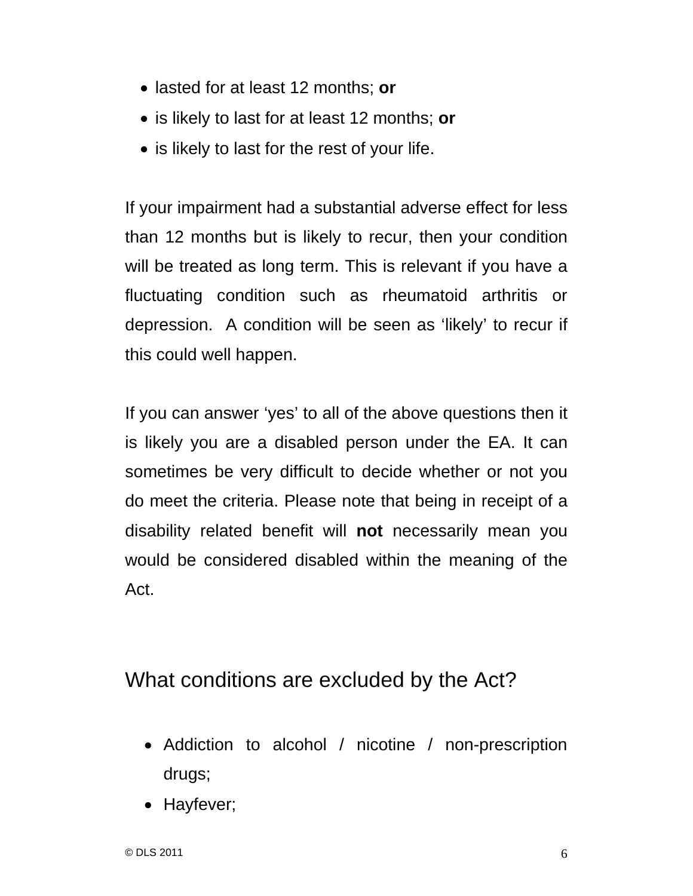- lasted for at least 12 months; **or**
- is likely to last for at least 12 months; **or**
- is likely to last for the rest of your life.

If your impairment had a substantial adverse effect for less than 12 months but is likely to recur, then your condition will be treated as long term. This is relevant if you have a fluctuating condition such as rheumatoid arthritis or depression. A condition will be seen as 'likely' to recur if this could well happen.

If you can answer 'yes' to all of the above questions then it is likely you are a disabled person under the EA. It can sometimes be very difficult to decide whether or not you do meet the criteria. Please note that being in receipt of a disability related benefit will **not** necessarily mean you would be considered disabled within the meaning of the Act.

## What conditions are excluded by the Act?

- Addiction to alcohol / nicotine / non-prescription drugs;
- Hayfever;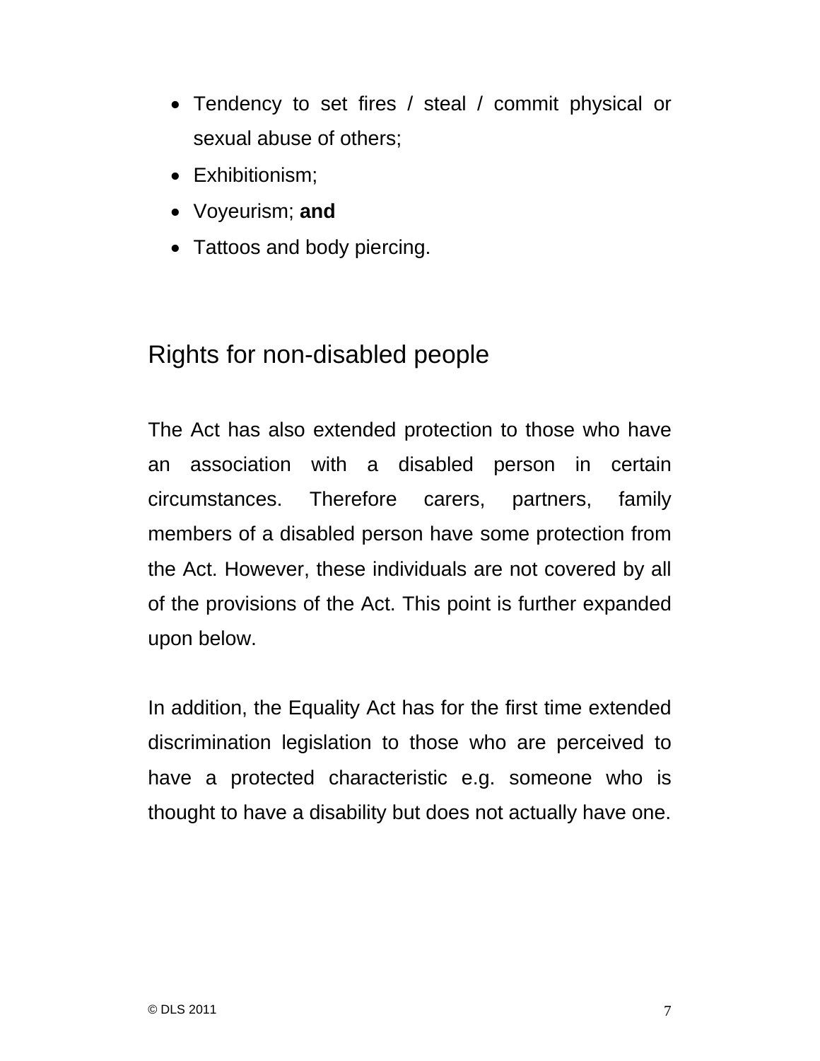- Tendency to set fires / steal / commit physical or sexual abuse of others;
- Exhibitionism;
- Voyeurism; **and**
- Tattoos and body piercing.

## Rights for non-disabled people

The Act has also extended protection to those who have an association with a disabled person in certain circumstances. Therefore carers, partners, family members of a disabled person have some protection from the Act. However, these individuals are not covered by all of the provisions of the Act. This point is further expanded upon below.

In addition, the Equality Act has for the first time extended discrimination legislation to those who are perceived to have a protected characteristic e.g. someone who is thought to have a disability but does not actually have one.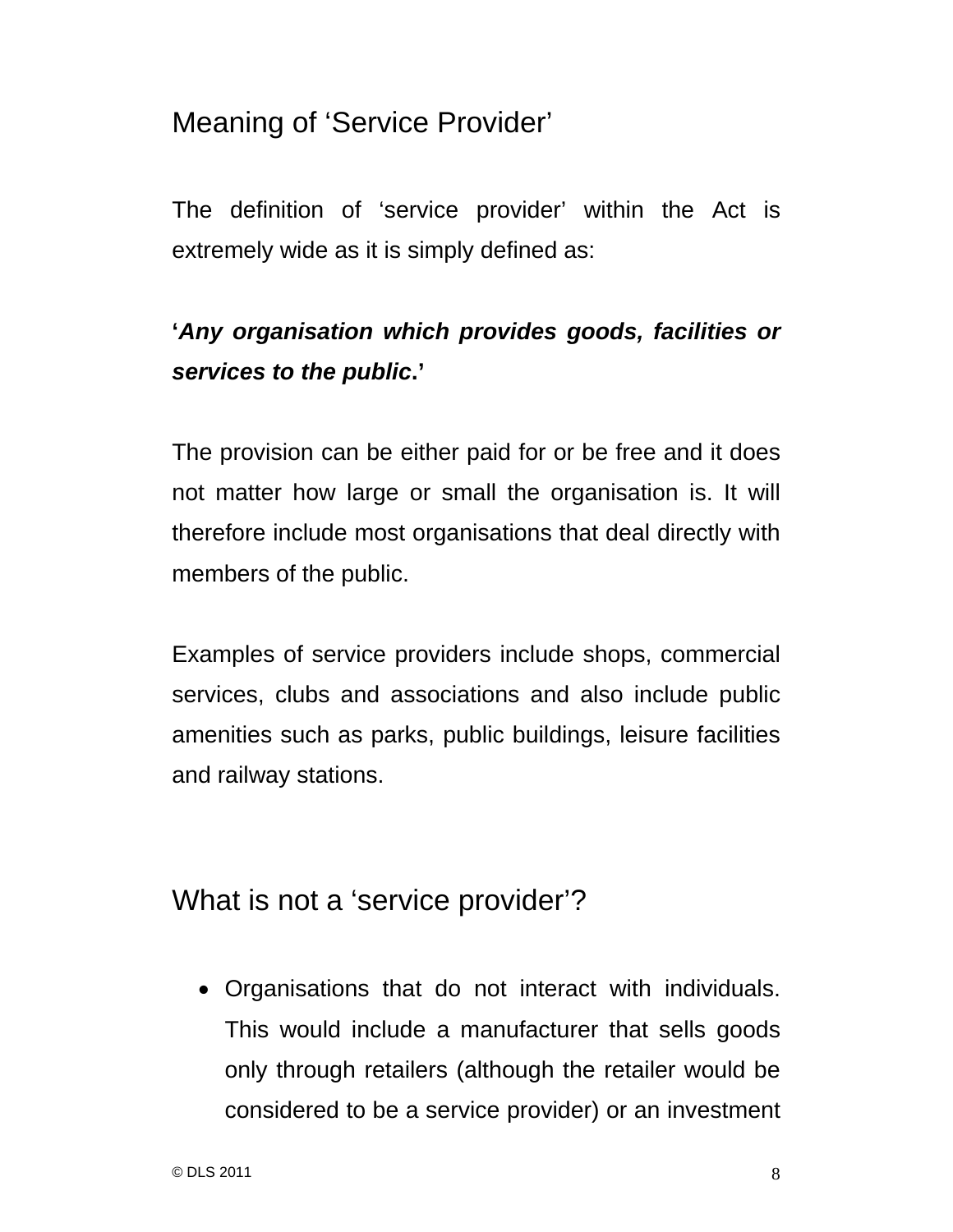## Meaning of 'Service Provider'

The definition of 'service provider' within the Act is extremely wide as it is simply defined as:

'***Any organisation which provides goods, facilities or services to the public***.'

The provision can be either paid for or be free and it does not matter how large or small the organisation is. It will therefore include most organisations that deal directly with members of the public.

Examples of service providers include shops, commercial services, clubs and associations and also include public amenities such as parks, public buildings, leisure facilities and railway stations.

## What is not a 'service provider'?

- Organisations that do not interact with individuals. This would include a manufacturer that sells goods only through retailers (although the retailer would be considered to be a service provider) or an investment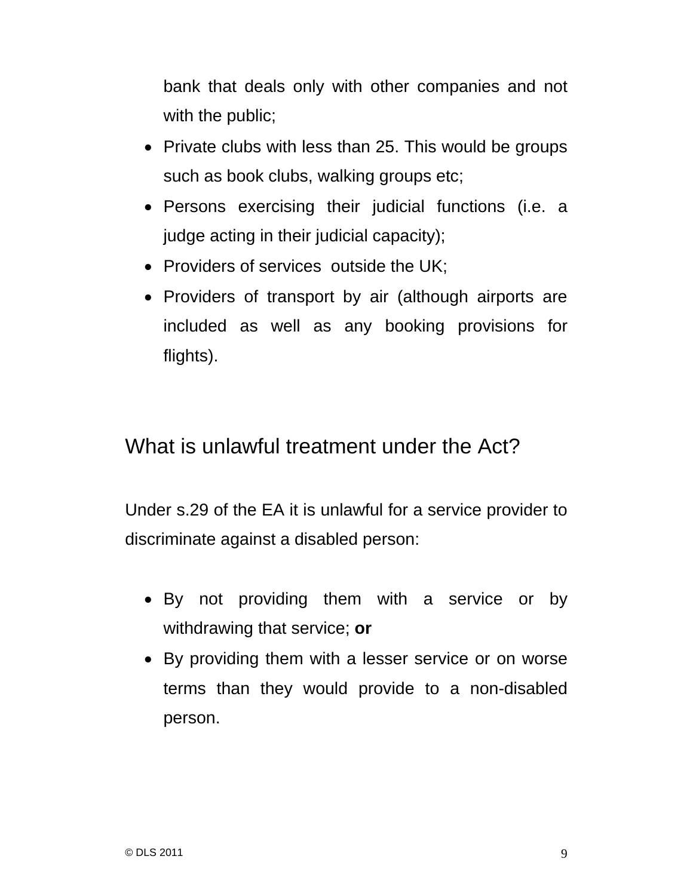bank that deals only with other companies and not with the public;

- Private clubs with less than 25. This would be groups such as book clubs, walking groups etc;
- Persons exercising their judicial functions (i.e. a judge acting in their judicial capacity);
- Providers of services outside the UK;
- Providers of transport by air (although airports are included as well as any booking provisions for flights).

## What is unlawful treatment under the Act?

Under s.29 of the EA it is unlawful for a service provider to discriminate against a disabled person:

- By not providing them with a service or by withdrawing that service; **or**
- By providing them with a lesser service or on worse terms than they would provide to a non-disabled person.

© DLS 2011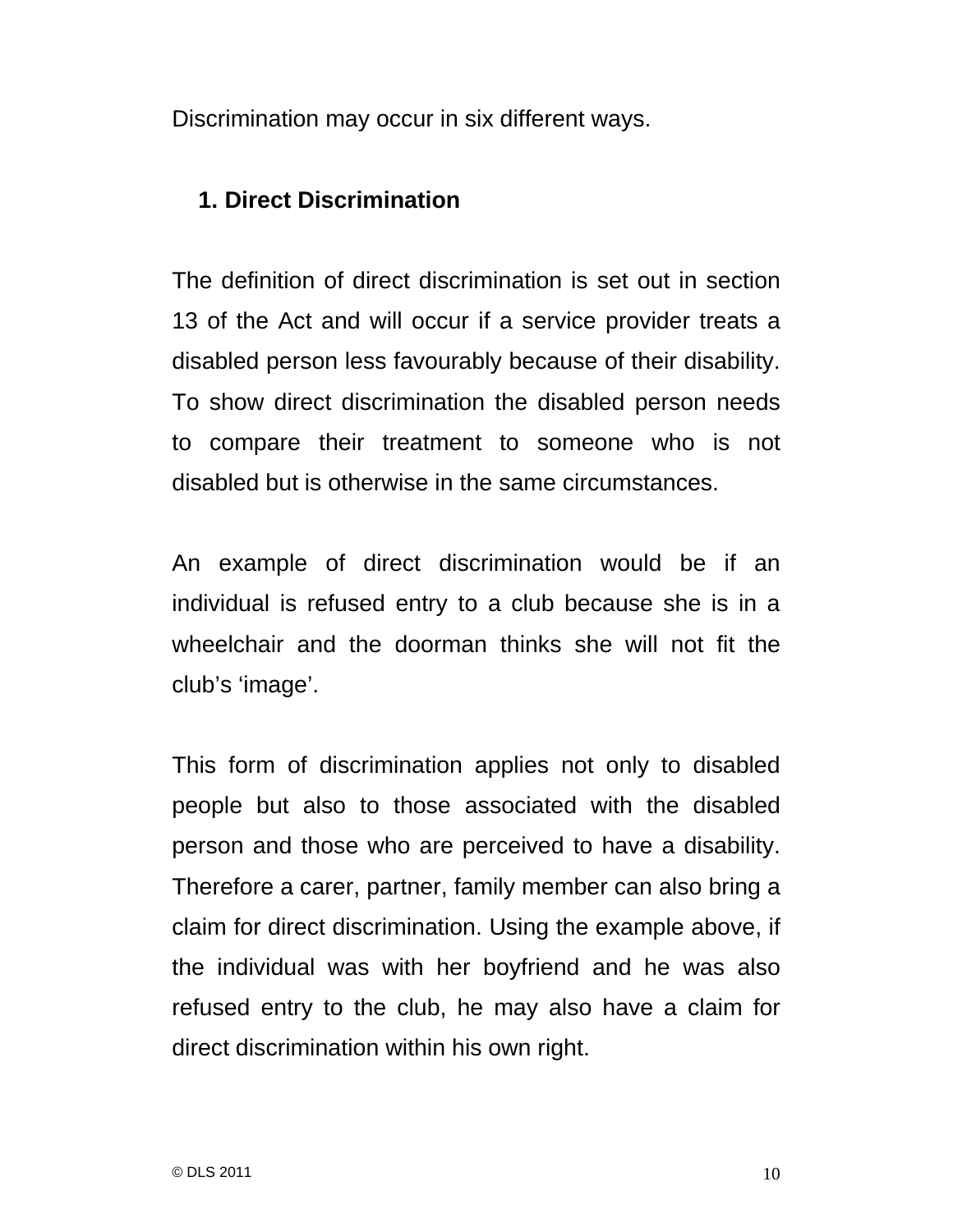Discrimination may occur in six different ways.

### 1. Direct Discrimination

The definition of direct discrimination is set out in section 13 of the Act and will occur if a service provider treats a disabled person less favourably because of their disability. To show direct discrimination the disabled person needs to compare their treatment to someone who is not disabled but is otherwise in the same circumstances.

An example of direct discrimination would be if an individual is refused entry to a club because she is in a wheelchair and the doorman thinks she will not fit the club's 'image'.

This form of discrimination applies not only to disabled people but also to those associated with the disabled person and those who are perceived to have a disability. Therefore a carer, partner, family member can also bring a claim for direct discrimination. Using the example above, if the individual was with her boyfriend and he was also refused entry to the club, he may also have a claim for direct discrimination within his own right.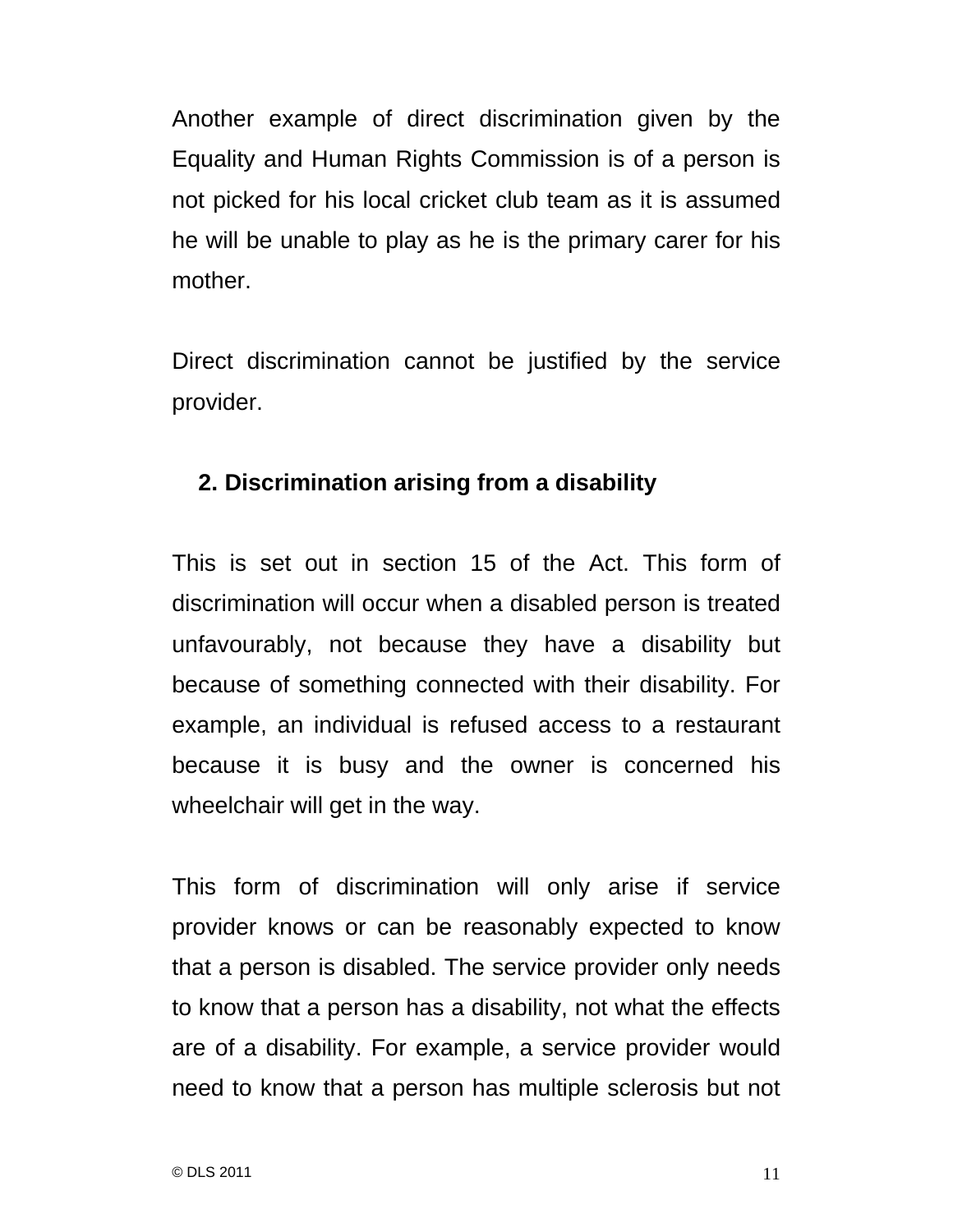Another example of direct discrimination given by the Equality and Human Rights Commission is of a person is not picked for his local cricket club team as it is assumed he will be unable to play as he is the primary carer for his mother.

Direct discrimination cannot be justified by the service provider.

**2. Discrimination arising from a disability**

This is set out in section 15 of the Act. This form of discrimination will occur when a disabled person is treated unfavourably, not because they have a disability but because of something connected with their disability. For example, an individual is refused access to a restaurant because it is busy and the owner is concerned his wheelchair will get in the way.

This form of discrimination will only arise if service provider knows or can be reasonably expected to know that a person is disabled. The service provider only needs to know that a person has a disability, not what the effects are of a disability. For example, a service provider would need to know that a person has multiple sclerosis but not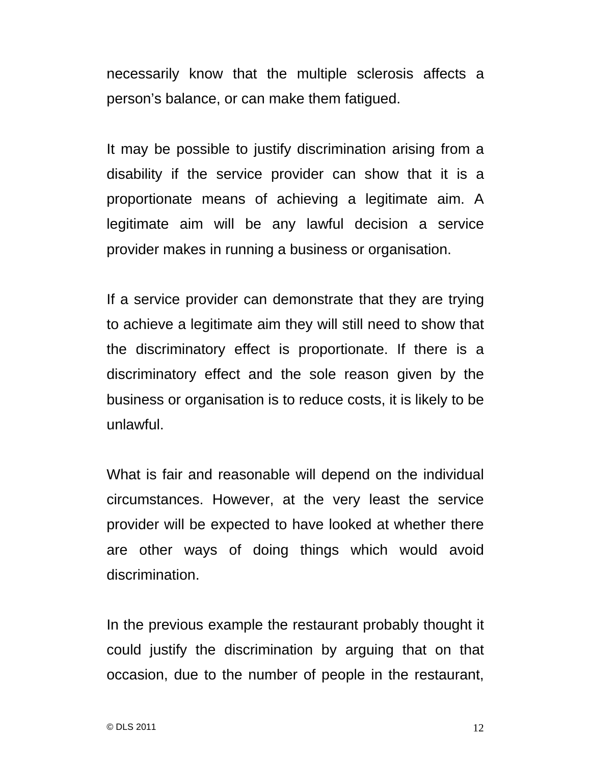necessarily know that the multiple sclerosis affects a person’s balance, or can make them fatigued.

It may be possible to justify discrimination arising from a disability if the service provider can show that it is a proportionate means of achieving a legitimate aim. A legitimate aim will be any lawful decision a service provider makes in running a business or organisation.

If a service provider can demonstrate that they are trying to achieve a legitimate aim they will still need to show that the discriminatory effect is proportionate. If there is a discriminatory effect and the sole reason given by the business or organisation is to reduce costs, it is likely to be unlawful.

What is fair and reasonable will depend on the individual circumstances. However, at the very least the service provider will be expected to have looked at whether there are other ways of doing things which would avoid discrimination.

In the previous example the restaurant probably thought it could justify the discrimination by arguing that on that occasion, due to the number of people in the restaurant,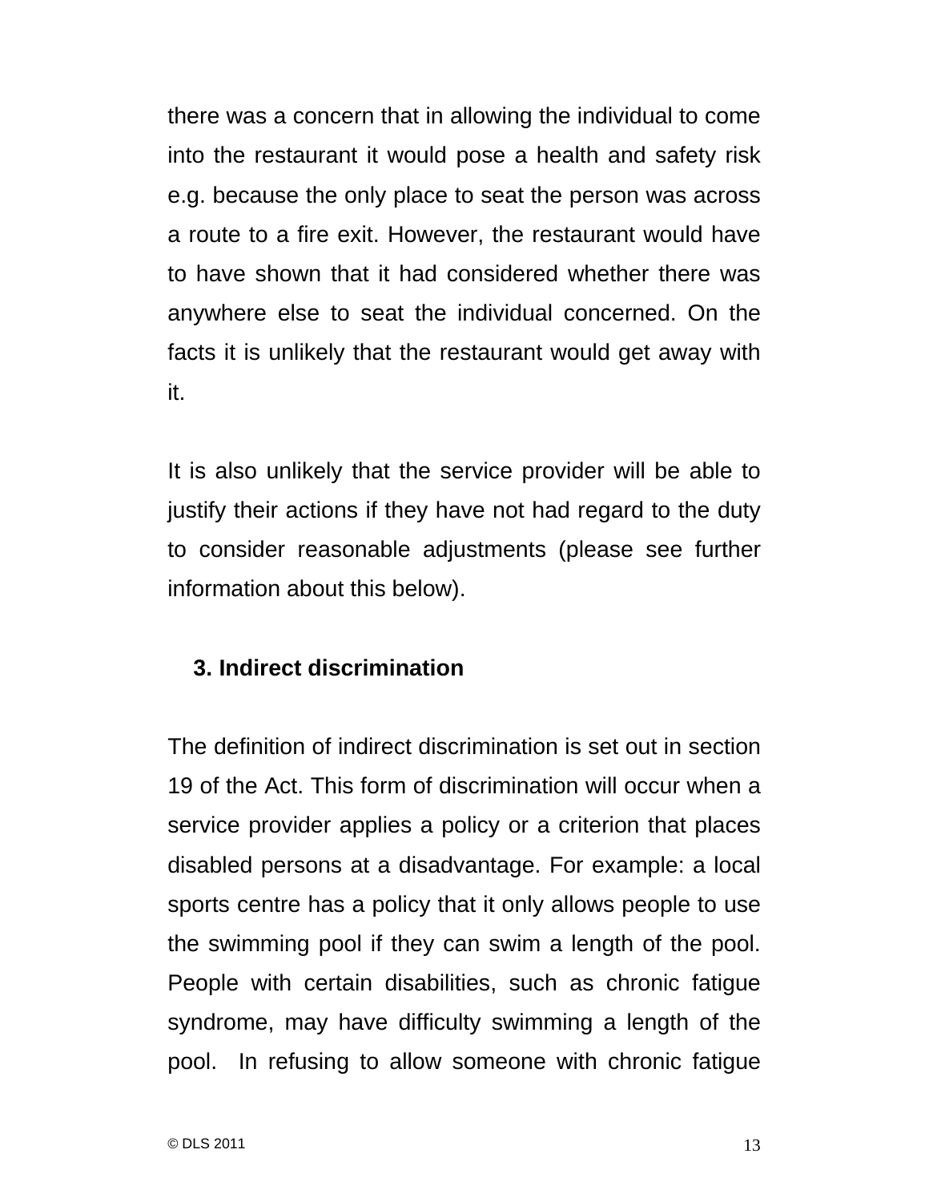there was a concern that in allowing the individual to come into the restaurant it would pose a health and safety risk e.g. because the only place to seat the person was across a route to a fire exit. However, the restaurant would have to have shown that it had considered whether there was anywhere else to seat the individual concerned. On the facts it is unlikely that the restaurant would get away with it.

It is also unlikely that the service provider will be able to justify their actions if they have not had regard to the duty to consider reasonable adjustments (please see further information about this below).

### 3. Indirect discrimination

The definition of indirect discrimination is set out in section 19 of the Act. This form of discrimination will occur when a service provider applies a policy or a criterion that places disabled persons at a disadvantage. For example: a local sports centre has a policy that it only allows people to use the swimming pool if they can swim a length of the pool. People with certain disabilities, such as chronic fatigue syndrome, may have difficulty swimming a length of the pool. In refusing to allow someone with chronic fatigue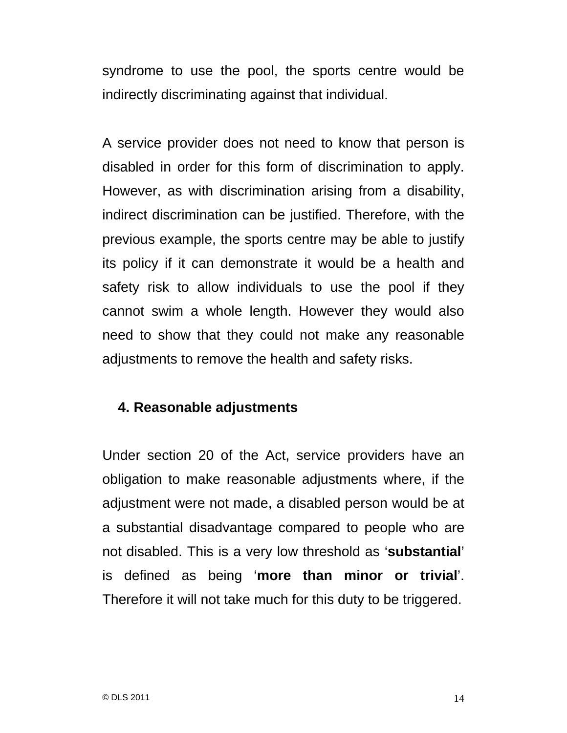syndrome to use the pool, the sports centre would be indirectly discriminating against that individual.

A service provider does not need to know that person is disabled in order for this form of discrimination to apply. However, as with discrimination arising from a disability, indirect discrimination can be justified. Therefore, with the previous example, the sports centre may be able to justify its policy if it can demonstrate it would be a health and safety risk to allow individuals to use the pool if they cannot swim a whole length. However they would also need to show that they could not make any reasonable adjustments to remove the health and safety risks.

## 4. Reasonable adjustments

Under section 20 of the Act, service providers have an obligation to make reasonable adjustments where, if the adjustment were not made, a disabled person would be at a substantial disadvantage compared to people who are not disabled. This is a very low threshold as '**substantial**' is defined as being '**more than minor or trivial**'. Therefore it will not take much for this duty to be triggered.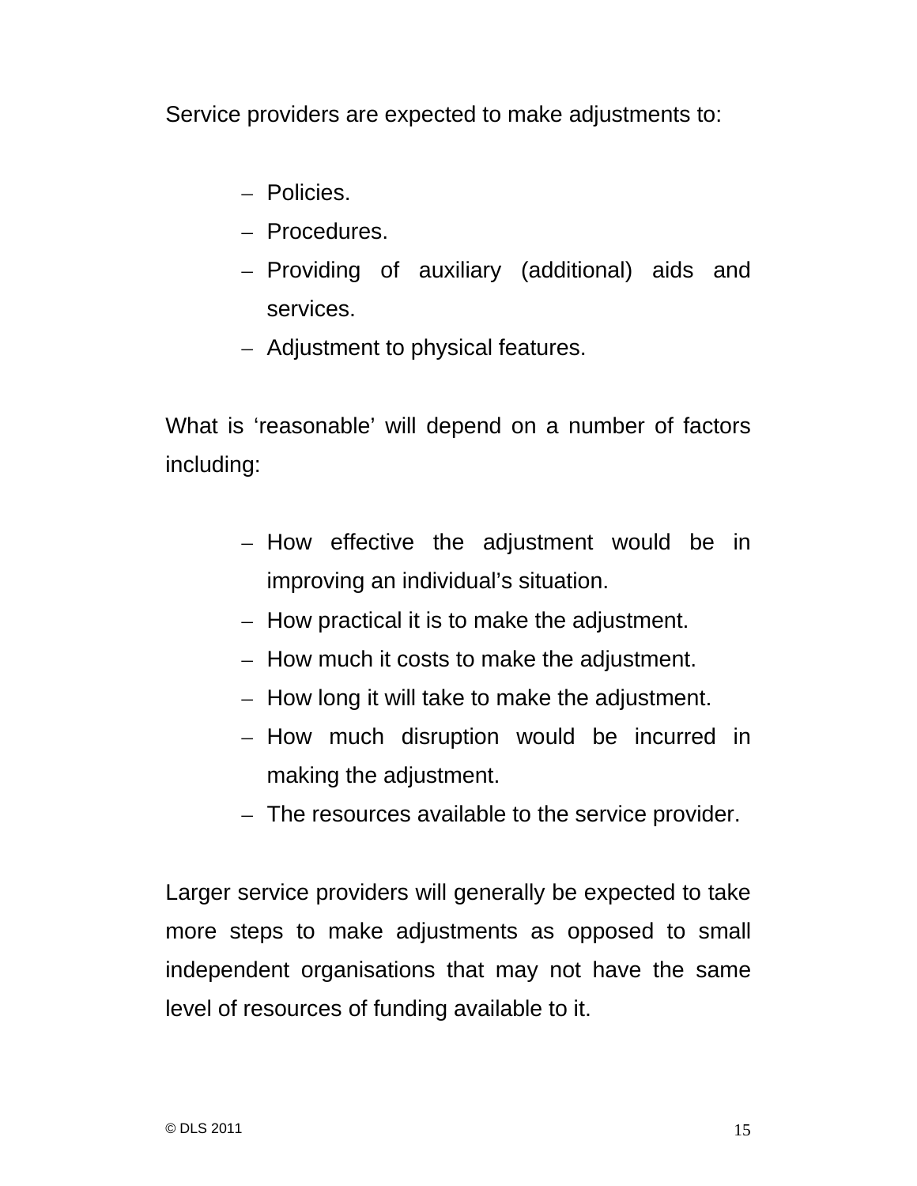Service providers are expected to make adjustments to:

- Policies.
- Procedures.
- Providing of auxiliary (additional) aids and services.
- Adjustment to physical features.

What is 'reasonable' will depend on a number of factors including:

- How effective the adjustment would be in improving an individual's situation.
- How practical it is to make the adjustment.
- How much it costs to make the adjustment.
- How long it will take to make the adjustment.
- How much disruption would be incurred in making the adjustment.
- The resources available to the service provider.

Larger service providers will generally be expected to take more steps to make adjustments as opposed to small independent organisations that may not have the same level of resources of funding available to it.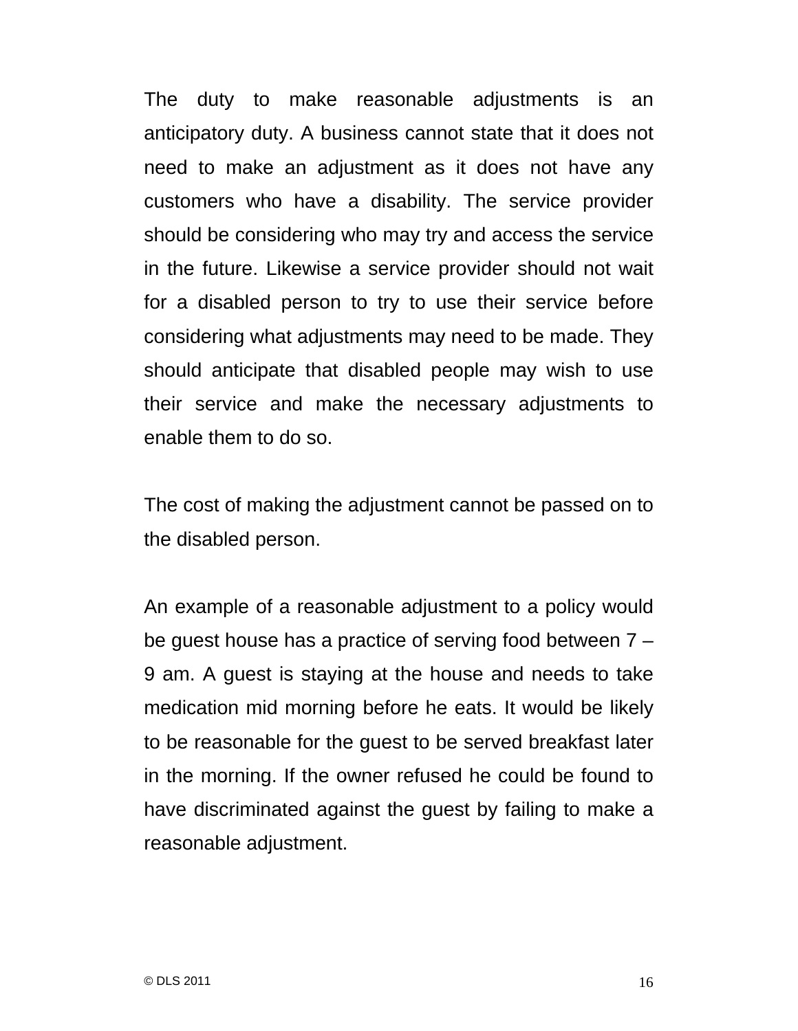The duty to make reasonable adjustments is an anticipatory duty. A business cannot state that it does not need to make an adjustment as it does not have any customers who have a disability. The service provider should be considering who may try and access the service in the future. Likewise a service provider should not wait for a disabled person to try to use their service before considering what adjustments may need to be made. They should anticipate that disabled people may wish to use their service and make the necessary adjustments to enable them to do so.

The cost of making the adjustment cannot be passed on to the disabled person.

An example of a reasonable adjustment to a policy would be guest house has a practice of serving food between 7 – 9 am. A guest is staying at the house and needs to take medication mid morning before he eats. It would be likely to be reasonable for the guest to be served breakfast later in the morning. If the owner refused he could be found to have discriminated against the guest by failing to make a reasonable adjustment.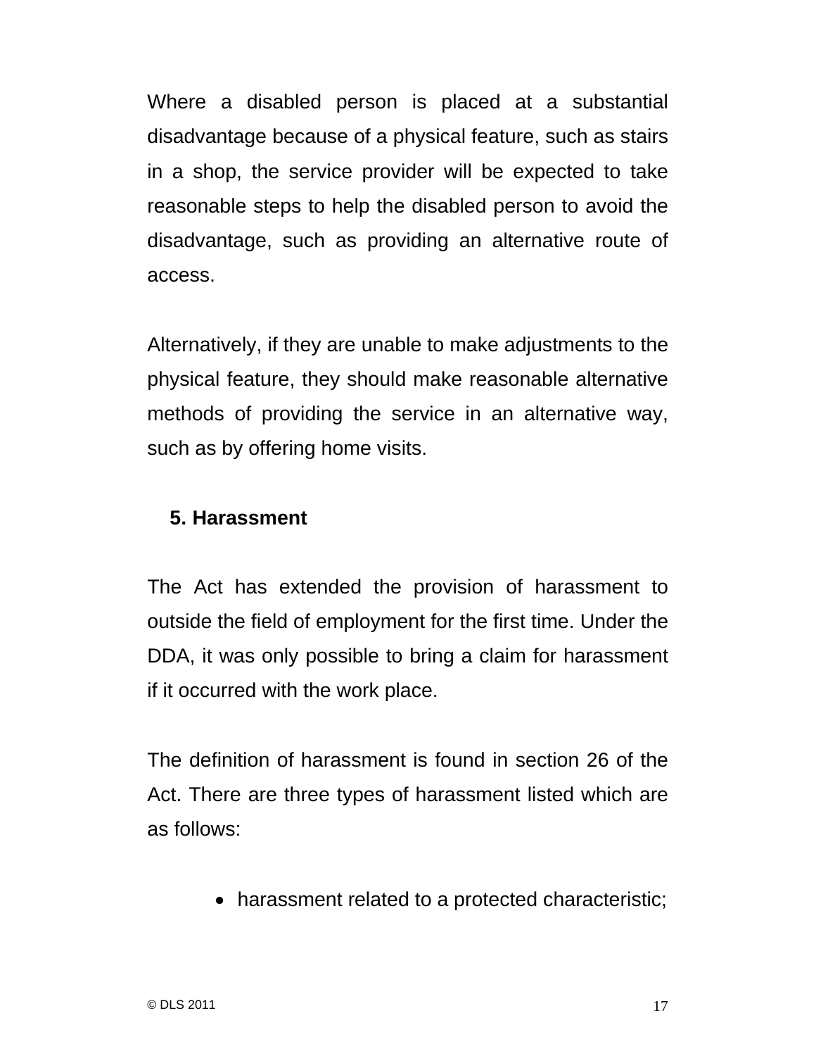Where a disabled person is placed at a substantial disadvantage because of a physical feature, such as stairs in a shop, the service provider will be expected to take reasonable steps to help the disabled person to avoid the disadvantage, such as providing an alternative route of access.

Alternatively, if they are unable to make adjustments to the physical feature, they should make reasonable alternative methods of providing the service in an alternative way, such as by offering home visits.

## 5. Harassment

The Act has extended the provision of harassment to outside the field of employment for the first time. Under the DDA, it was only possible to bring a claim for harassment if it occurred with the work place.

The definition of harassment is found in section 26 of the Act. There are three types of harassment listed which are as follows:

- harassment related to a protected characteristic;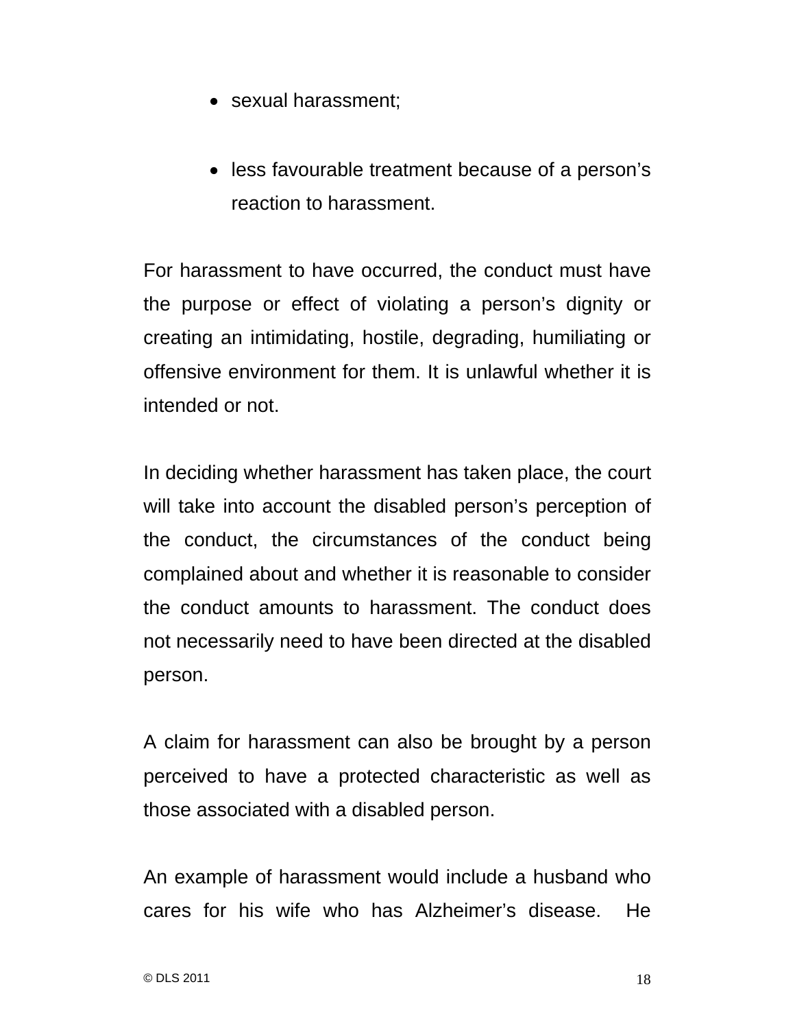- sexual harassment;

- less favourable treatment because of a person's reaction to harassment.

For harassment to have occurred, the conduct must have the purpose or effect of violating a person's dignity or creating an intimidating, hostile, degrading, humiliating or offensive environment for them. It is unlawful whether it is intended or not.

In deciding whether harassment has taken place, the court will take into account the disabled person's perception of the conduct, the circumstances of the conduct being complained about and whether it is reasonable to consider the conduct amounts to harassment. The conduct does not necessarily need to have been directed at the disabled person.

A claim for harassment can also be brought by a person perceived to have a protected characteristic as well as those associated with a disabled person.

An example of harassment would include a husband who cares for his wife who has Alzheimer's disease. He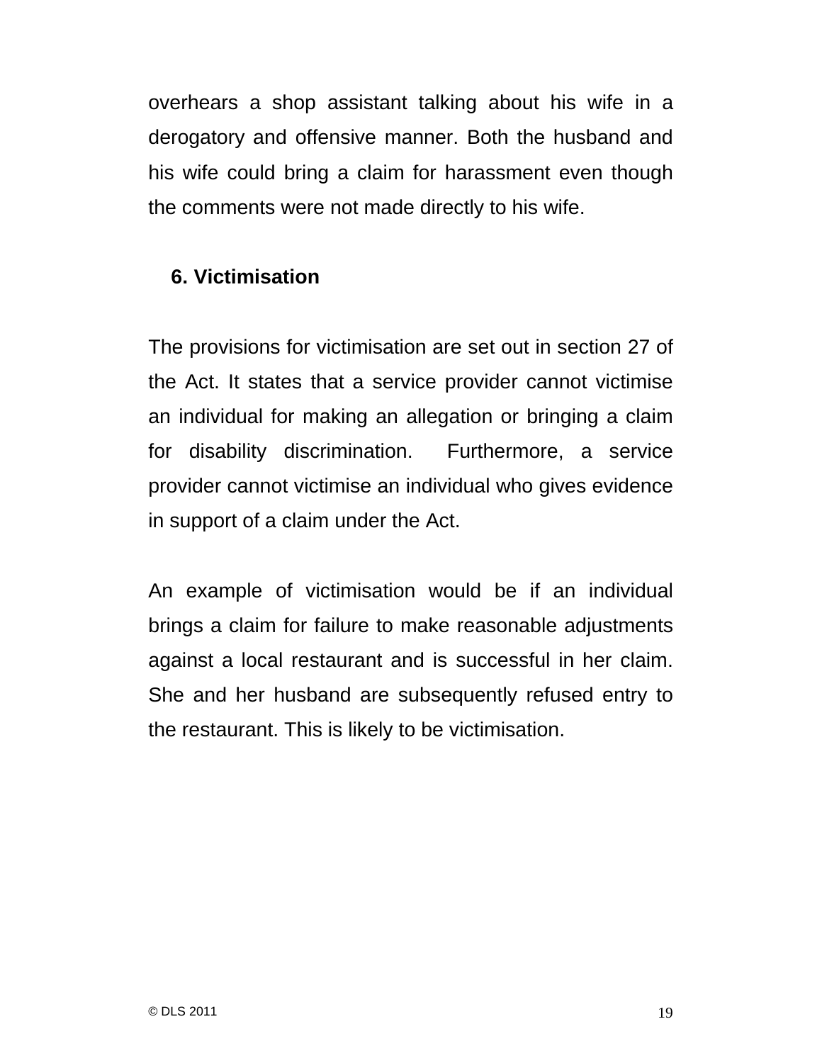overhears a shop assistant talking about his wife in a derogatory and offensive manner. Both the husband and his wife could bring a claim for harassment even though the comments were not made directly to his wife.

## 6. Victimisation

The provisions for victimisation are set out in section 27 of the Act. It states that a service provider cannot victimise an individual for making an allegation or bringing a claim for disability discrimination. Furthermore, a service provider cannot victimise an individual who gives evidence in support of a claim under the Act.

An example of victimisation would be if an individual brings a claim for failure to make reasonable adjustments against a local restaurant and is successful in her claim. She and her husband are subsequently refused entry to the restaurant. This is likely to be victimisation.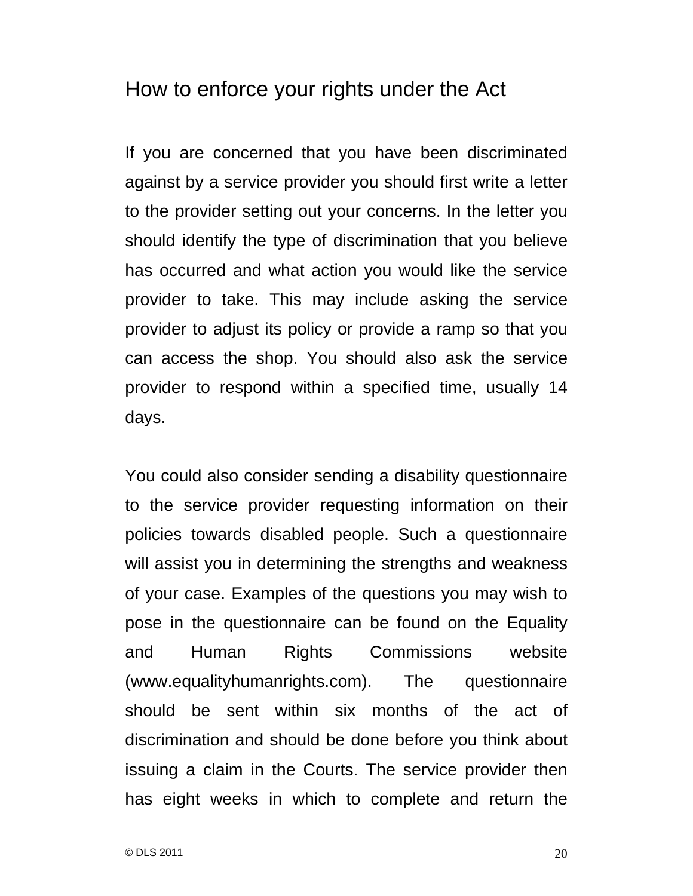## How to enforce your rights under the Act

If you are concerned that you have been discriminated against by a service provider you should first write a letter to the provider setting out your concerns. In the letter you should identify the type of discrimination that you believe has occurred and what action you would like the service provider to take. This may include asking the service provider to adjust its policy or provide a ramp so that you can access the shop. You should also ask the service provider to respond within a specified time, usually 14 days.

You could also consider sending a disability questionnaire to the service provider requesting information on their policies towards disabled people. Such a questionnaire will assist you in determining the strengths and weakness of your case. Examples of the questions you may wish to pose in the questionnaire can be found on the Equality and Human Rights Commissions website (www.equalityhumanrights.com). The questionnaire should be sent within six months of the act of discrimination and should be done before you think about issuing a claim in the Courts. The service provider then has eight weeks in which to complete and return the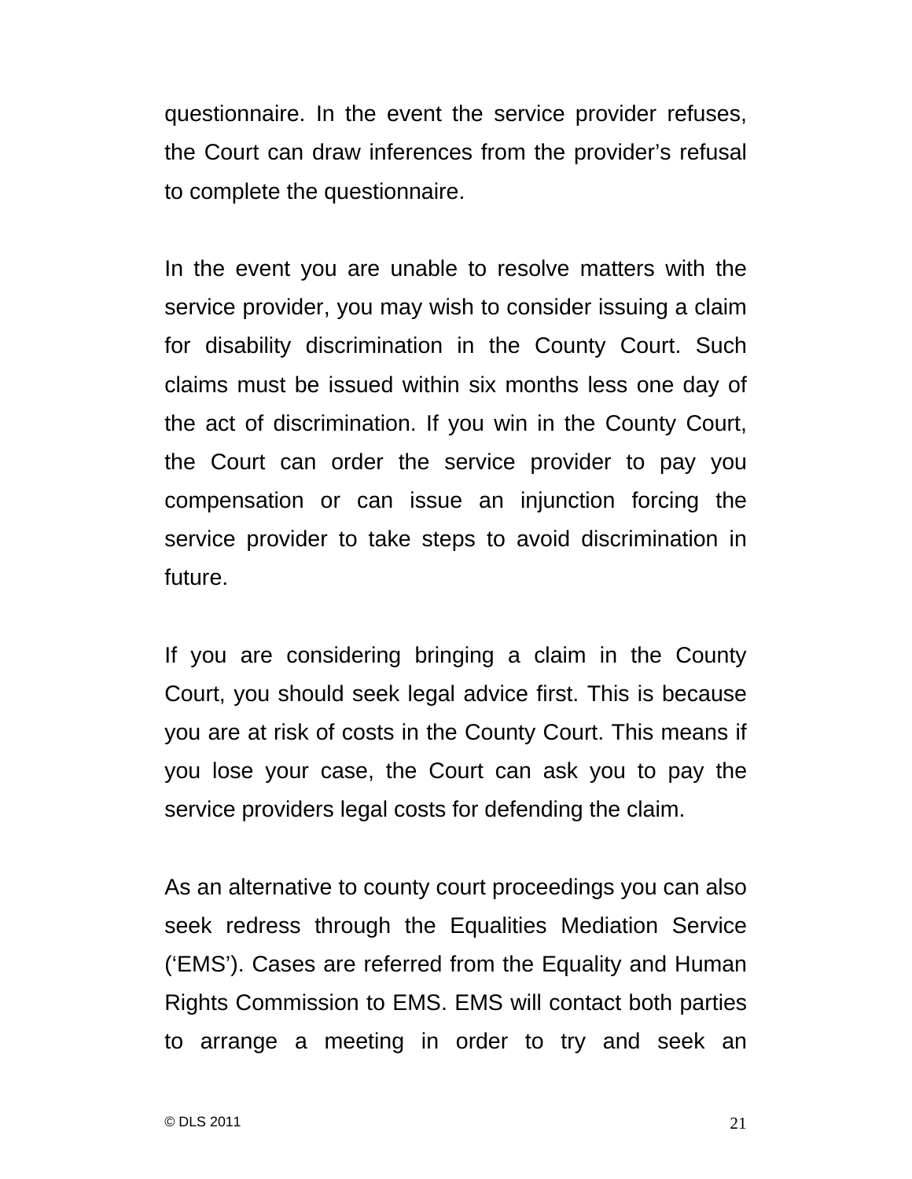questionnaire. In the event the service provider refuses, the Court can draw inferences from the provider's refusal to complete the questionnaire.

In the event you are unable to resolve matters with the service provider, you may wish to consider issuing a claim for disability discrimination in the County Court. Such claims must be issued within six months less one day of the act of discrimination. If you win in the County Court, the Court can order the service provider to pay you compensation or can issue an injunction forcing the service provider to take steps to avoid discrimination in future.

If you are considering bringing a claim in the County Court, you should seek legal advice first. This is because you are at risk of costs in the County Court. This means if you lose your case, the Court can ask you to pay the service providers legal costs for defending the claim.

As an alternative to county court proceedings you can also seek redress through the Equalities Mediation Service ('EMS'). Cases are referred from the Equality and Human Rights Commission to EMS. EMS will contact both parties to arrange a meeting in order to try and seek an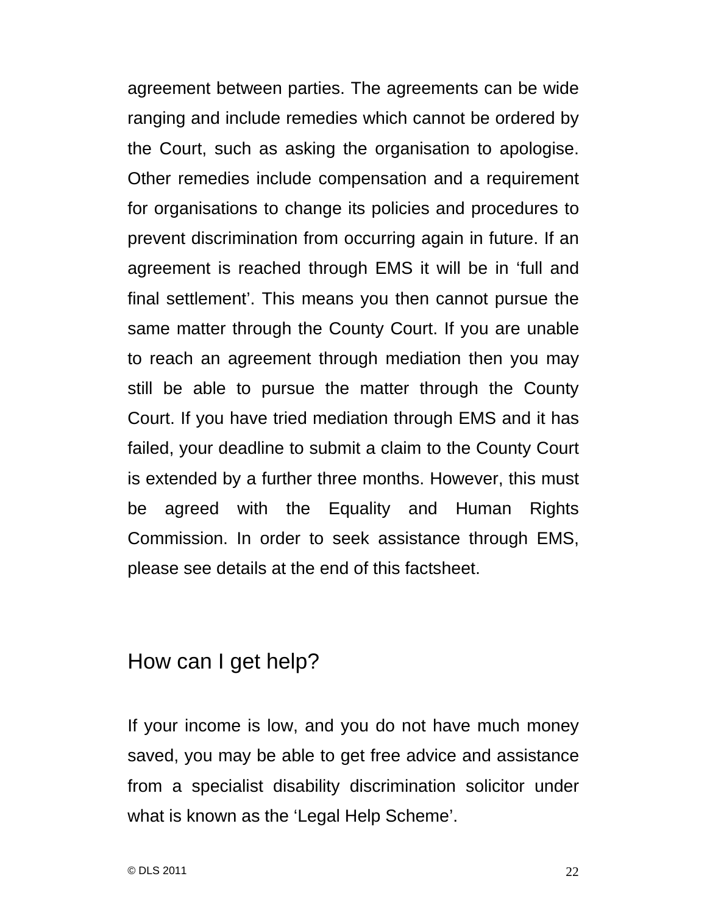agreement between parties. The agreements can be wide ranging and include remedies which cannot be ordered by the Court, such as asking the organisation to apologise. Other remedies include compensation and a requirement for organisations to change its policies and procedures to prevent discrimination from occurring again in future. If an agreement is reached through EMS it will be in ‘full and final settlement’. This means you then cannot pursue the same matter through the County Court. If you are unable to reach an agreement through mediation then you may still be able to pursue the matter through the County Court. If you have tried mediation through EMS and it has failed, your deadline to submit a claim to the County Court is extended by a further three months. However, this must be agreed with the Equality and Human Rights Commission. In order to seek assistance through EMS, please see details at the end of this factsheet.

## How can I get help?

If your income is low, and you do not have much money saved, you may be able to get free advice and assistance from a specialist disability discrimination solicitor under what is known as the ‘Legal Help Scheme’.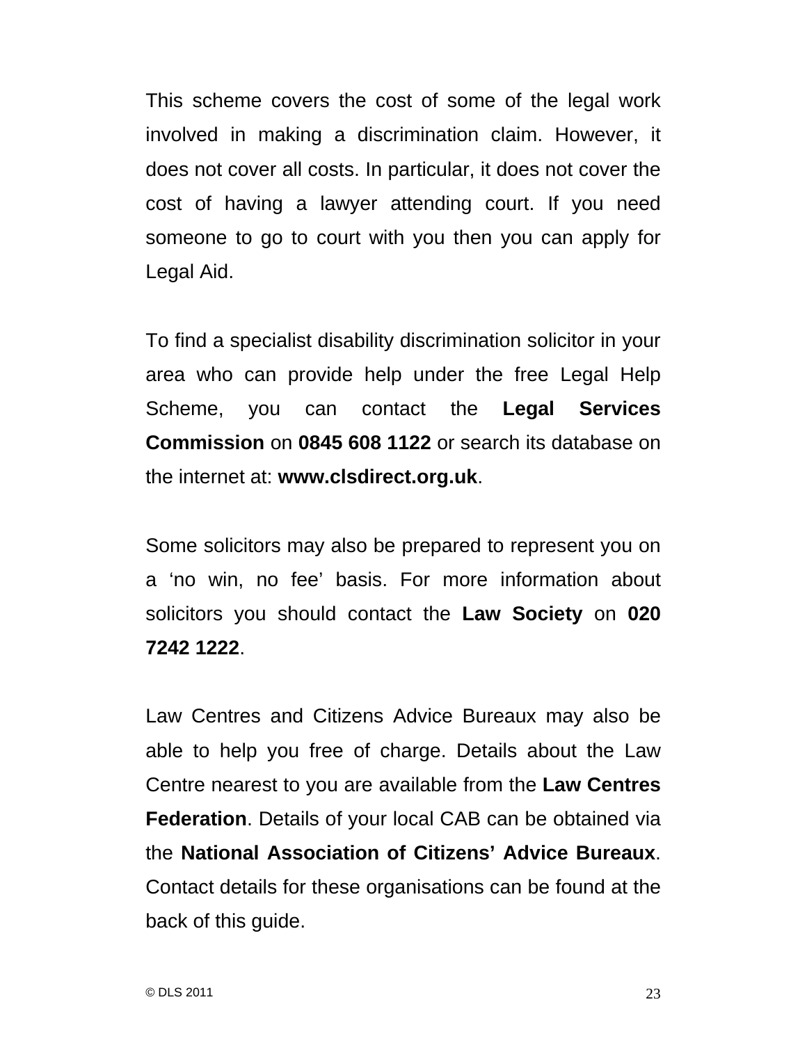This scheme covers the cost of some of the legal work involved in making a discrimination claim. However, it does not cover all costs. In particular, it does not cover the cost of having a lawyer attending court. If you need someone to go to court with you then you can apply for Legal Aid.

To find a specialist disability discrimination solicitor in your area who can provide help under the free Legal Help Scheme, you can contact the **Legal Services Commission** on **0845 608 1122** or search its database on the internet at: **www.clsdirect.org.uk**.

Some solicitors may also be prepared to represent you on a 'no win, no fee' basis. For more information about solicitors you should contact the **Law Society** on **020 7242 1222**.

Law Centres and Citizens Advice Bureaux may also be able to help you free of charge. Details about the Law Centre nearest to you are available from the **Law Centres Federation**. Details of your local CAB can be obtained via the **National Association of Citizens' Advice Bureaux**. Contact details for these organisations can be found at the back of this guide.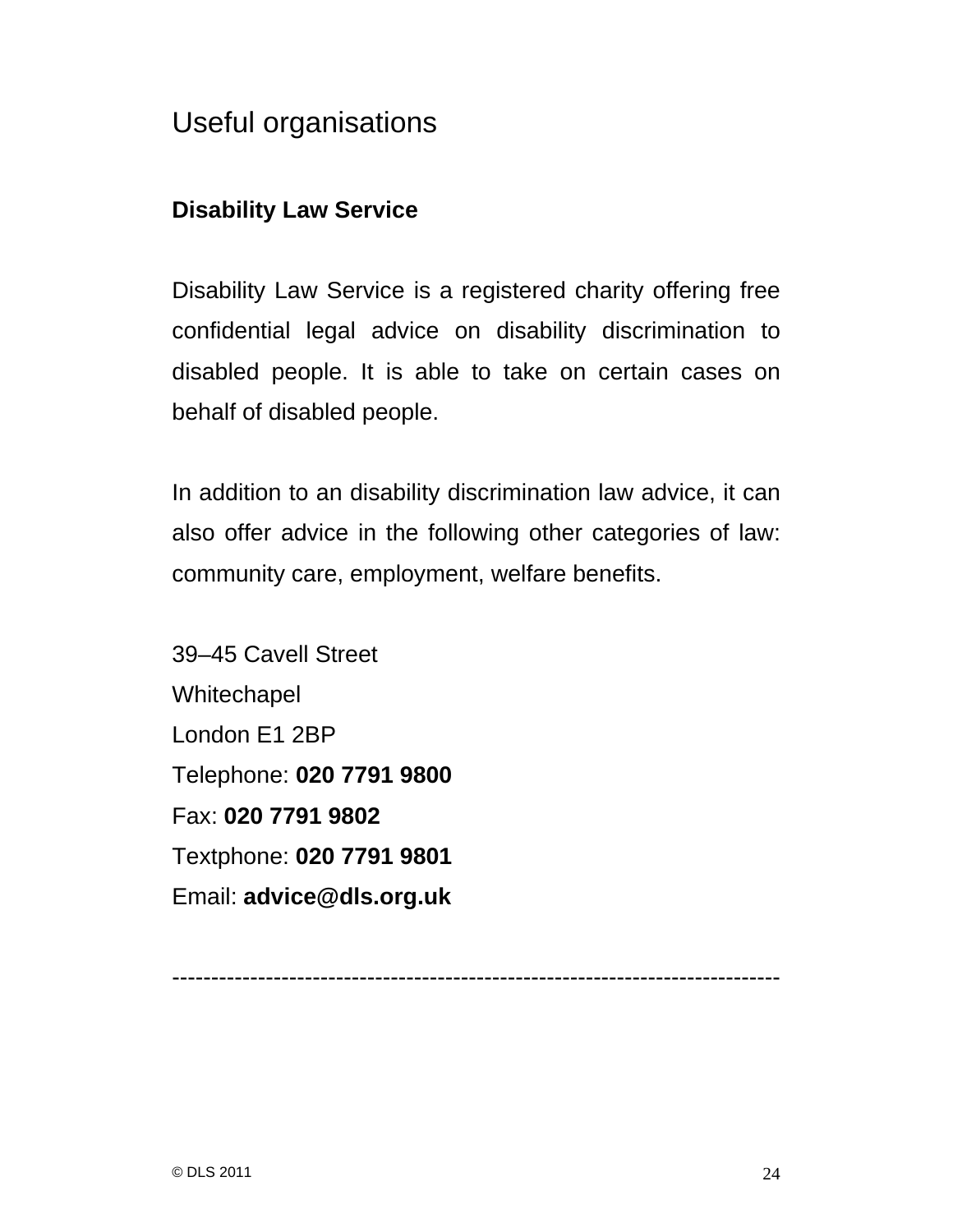# Useful organisations

**Disability Law Service**

Disability Law Service is a registered charity offering free confidential legal advice on disability discrimination to disabled people. It is able to take on certain cases on behalf of disabled people.

In addition to an disability discrimination law advice, it can also offer advice in the following other categories of law: community care, employment, welfare benefits.

39–45 Cavell Street
Whitechapel
London E1 2BP
Telephone: **020 7791 9800**
Fax: **020 7791 9802**
Textphone: **020 7791 9801**
Email: **advice@dls.org.uk**

---

© DLS 2011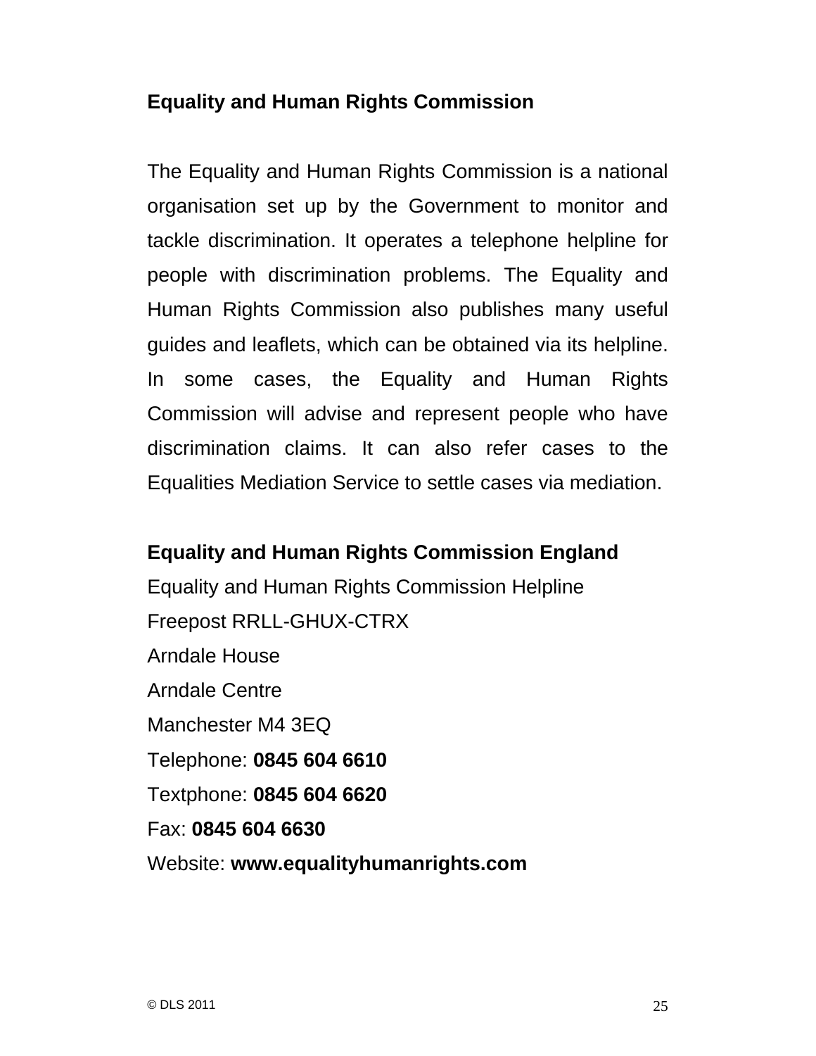**Equality and Human Rights Commission**

The Equality and Human Rights Commission is a national organisation set up by the Government to monitor and tackle discrimination. It operates a telephone helpline for people with discrimination problems. The Equality and Human Rights Commission also publishes many useful guides and leaflets, which can be obtained via its helpline. In some cases, the Equality and Human Rights Commission will advise and represent people who have discrimination claims. It can also refer cases to the Equalities Mediation Service to settle cases via mediation.

**Equality and Human Rights Commission England**
Equality and Human Rights Commission Helpline
Freepost RRLL-GHUX-CTRX
Arndale House
Arndale Centre
Manchester M4 3EQ
Telephone: **0845 604 6610**
Textphone: **0845 604 6620**
Fax: **0845 604 6630**
Website: **www.equalityhumanrights.com**

© DLS 2011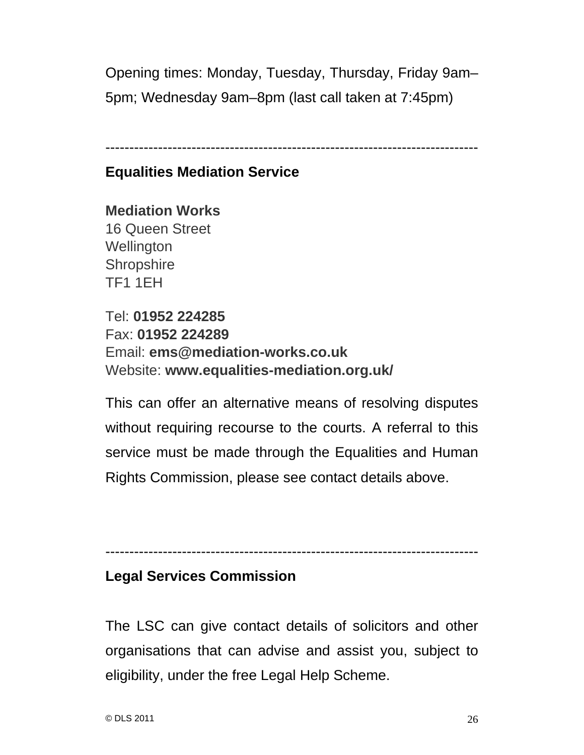Opening times: Monday, Tuesday, Thursday, Friday 9am–5pm; Wednesday 9am–8pm (last call taken at 7:45pm)

---

**Equalities Mediation Service**

**Mediation Works**
16 Queen Street
Wellington
Shropshire
TF1 1EH

Tel: **01952 224285**
Fax: **01952 224289**
Email: **ems@mediation-works.co.uk**
Website: **www.equalities-mediation.org.uk/**

This can offer an alternative means of resolving disputes without requiring recourse to the courts. A referral to this service must be made through the Equalities and Human Rights Commission, please see contact details above.

---

**Legal Services Commission**

The LSC can give contact details of solicitors and other organisations that can advise and assist you, subject to eligibility, under the free Legal Help Scheme.

© DLS 2011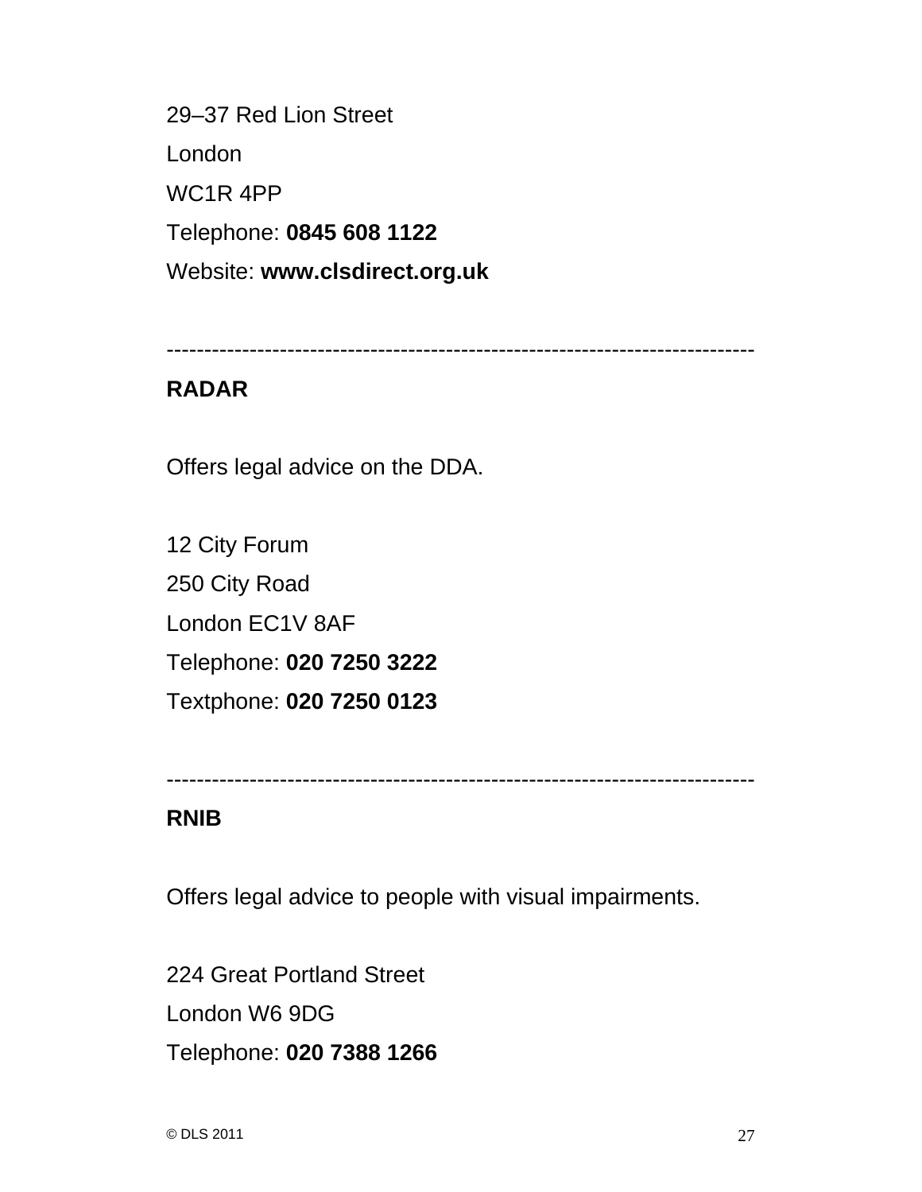29–37 Red Lion Street

London

WC1R 4PP

Telephone: **0845 608 1122**

Website: **www.clsdirect.org.uk**

---

**RADAR**

Offers legal advice on the DDA.

12 City Forum

250 City Road

London EC1V 8AF

Telephone: **020 7250 3222**

Textphone: **020 7250 0123**

---

**RNIB**

Offers legal advice to people with visual impairments.

224 Great Portland Street

London W6 9DG

Telephone: **020 7388 1266**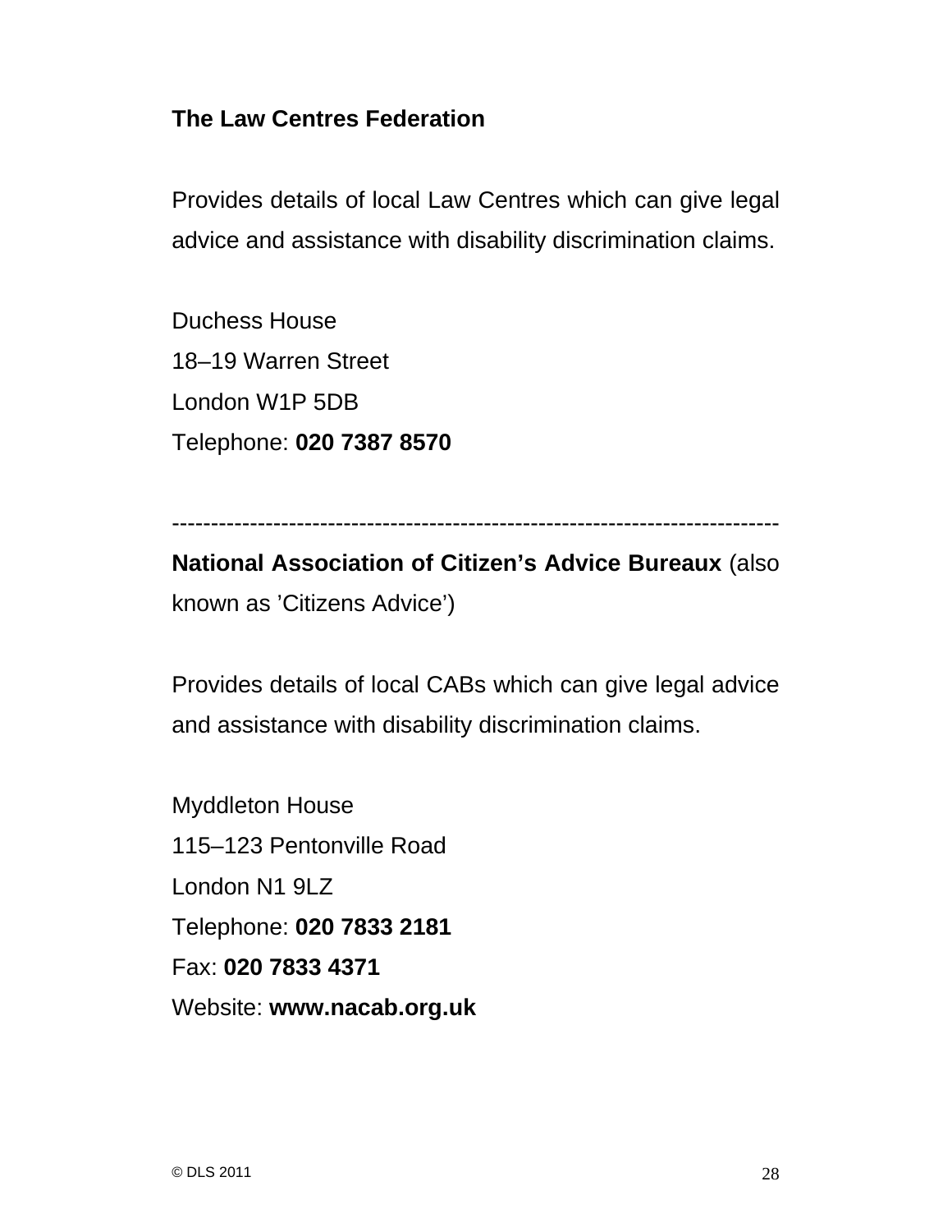**The Law Centres Federation**

Provides details of local Law Centres which can give legal advice and assistance with disability discrimination claims.

Duchess House  
18–19 Warren Street  
London W1P 5DB  
Telephone: **020 7387 8570**

---

**National Association of Citizen's Advice Bureaux** (also known as 'Citizens Advice')

Provides details of local CABs which can give legal advice and assistance with disability discrimination claims.

Myddleton House  
115–123 Pentonville Road  
London N1 9LZ  
Telephone: **020 7833 2181**  
Fax: **020 7833 4371**  
Website: **www.nacab.org.uk**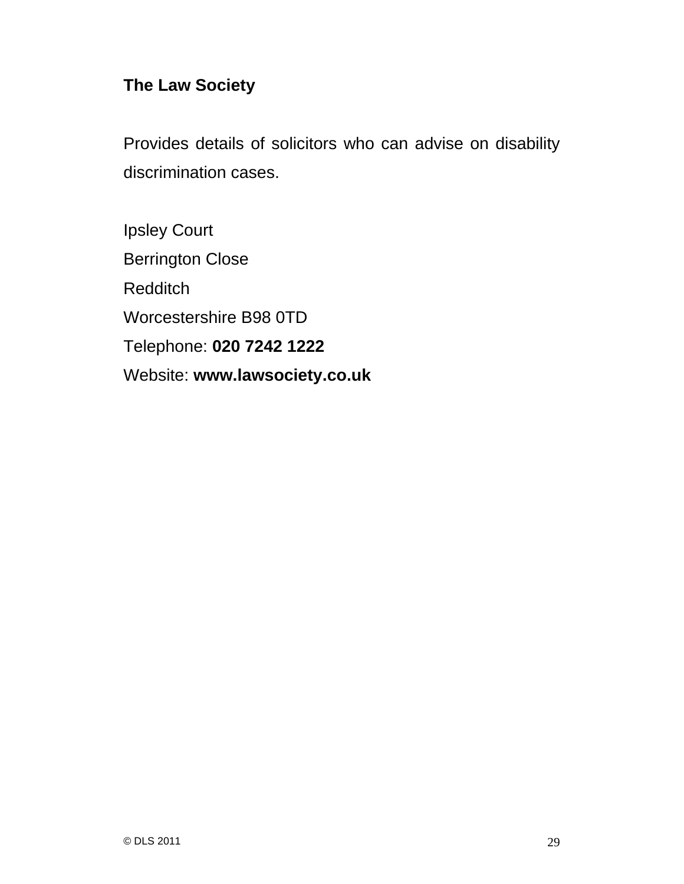**The Law Society**

Provides details of solicitors who can advise on disability discrimination cases.

Ipsley Court  
Berrington Close  
Redditch  
Worcestershire B98 0TD  
Telephone: **020 7242 1222**  
Website: **www.lawsociety.co.uk**

© DLS 2011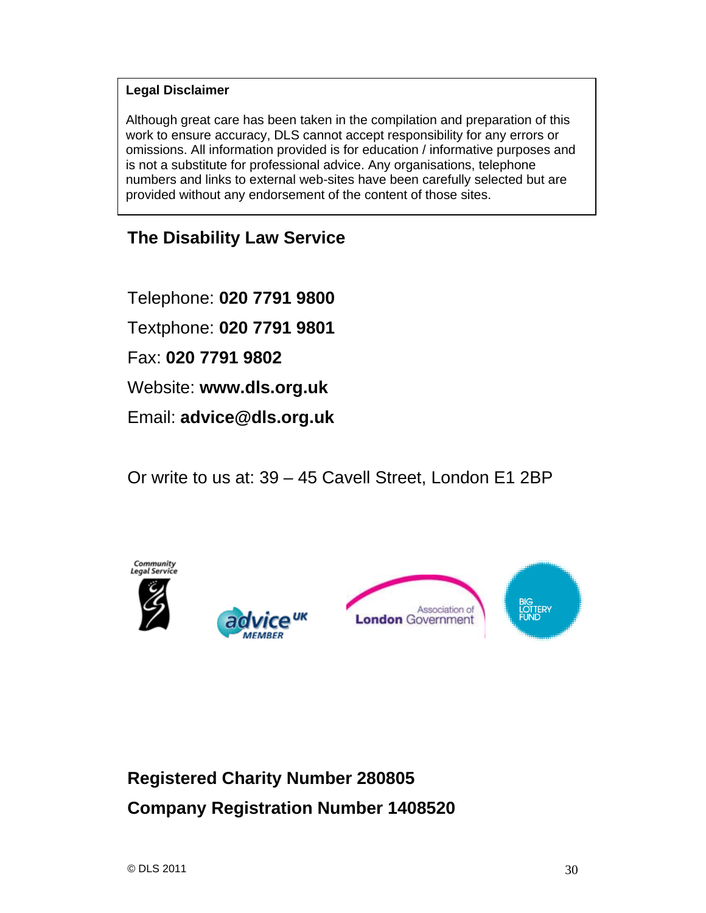**Legal Disclaimer**

Although great care has been taken in the compilation and preparation of this work to ensure accuracy, DLS cannot accept responsibility for any errors or omissions. All information provided is for education / informative purposes and is not a substitute for professional advice. Any organisations, telephone numbers and links to external web-sites have been carefully selected but are provided without any endorsement of the content of those sites.

## The Disability Law Service

Telephone: **020 7791 9800**

Textphone: **020 7791 9801**

Fax: **020 7791 9802**

Website: **www.dls.org.uk**

Email: **advice@dls.org.uk**

Or write to us at: 39 – 45 Cavell Street, London E1 2BP

Community Legal Service

advice UK MEMBER

Association of London Government

BIG LOTTERY FUND

**Registered Charity Number 280805**

**Company Registration Number 1408520**

© DLS 2011